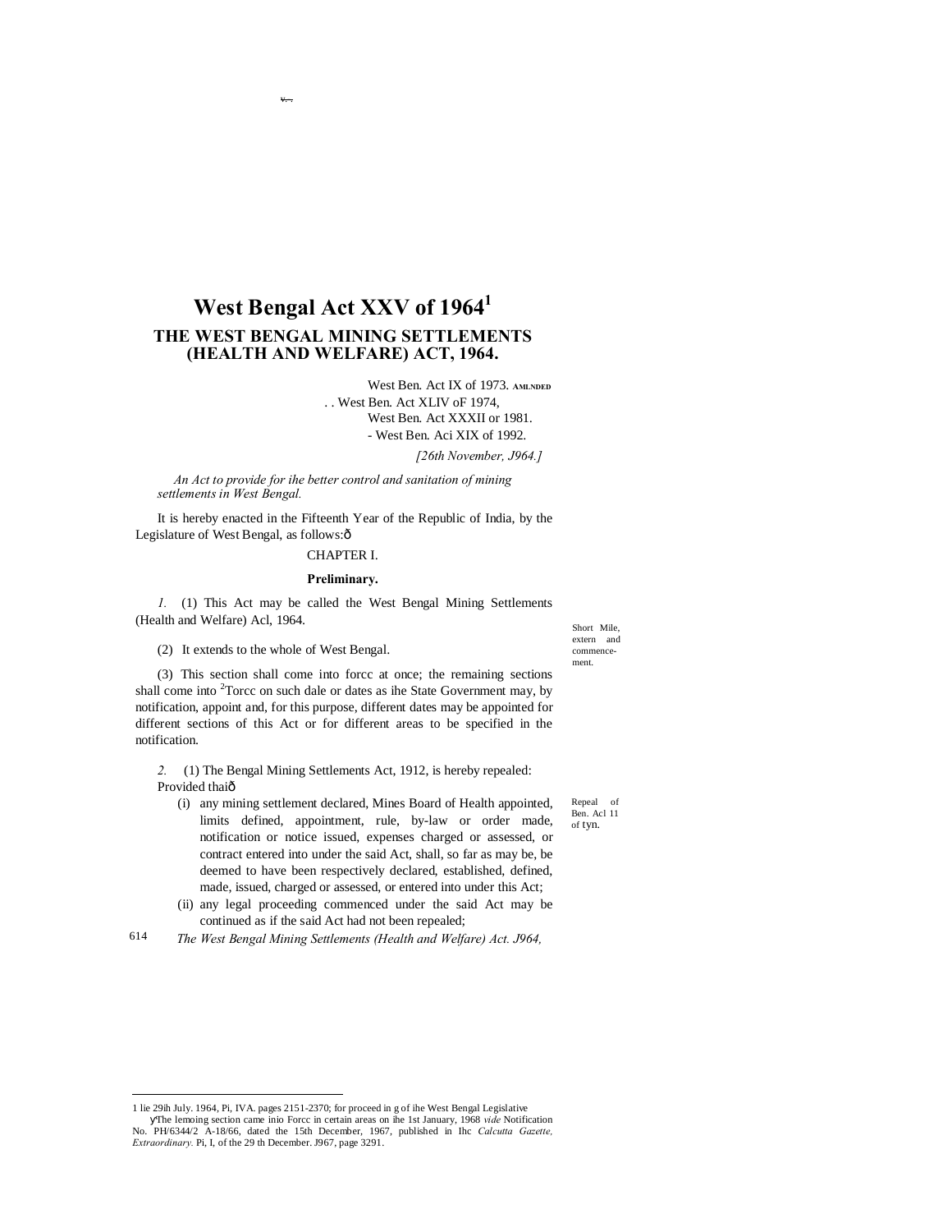# West Bengal Act XXV of 1964[1]

## THE WEST BENGAL MINING SETTLEMENTS (HEALTH AND WELFARE) ACT, 1964.

West Ben. Act IX of 1973. AMLNDED
. . West Ben. Act XLIV oF 1974,
West Ben. Act XXXII or 1981.
- West Ben. Aci XIX of 1992.

*[26th November, J964.]*

*An Act to provide for ihe better control and sanitation of mining settlements in West Bengal.*

It is hereby enacted in the Fifteenth Year of the Republic of India, by the Legislature of West Bengal, as follows:ô

CHAPTER I.

**Preliminary.**

Short Mile, extern and commencement.

*1.* (1) This Act may be called the West Bengal Mining Settlements (Health and Welfare) Acl, 1964.

(2) It extends to the whole of West Bengal.

(3) This section shall come into forcc at once; the remaining sections shall come into [2]Torcc on such dale or dates as ihe State Government may, by notification, appoint and, for this purpose, different dates may be appointed for different sections of this Act or for different areas to be specified in the notification.

Repeal of Ben. Acl 11 of tyn.

*2.* (1) The Bengal Mining Settlements Act, 1912, is hereby repealed:
Provided thaiô

(i) any mining settlement declared, Mines Board of Health appointed, limits defined, appointment, rule, by-law or order made, notification or notice issued, expenses charged or assessed, or contract entered into under the said Act, shall, so far as may be, be deemed to have been respectively declared, established, defined, made, issued, charged or assessed, or entered into under this Act;

(ii) any legal proceeding commenced under the said Act may be continued as if the said Act had not been repealed;

---

1 lie 29ih July. 1964, Pi, IVA. pages 2151-2370; for proceed in g of ihe West Bengal Legislative

ýThe lemoing section came inio Forcc in certain areas on ihe 1st January, 1968 *vide* Notification No. PH/6344/2 A-18/66, dated the 15th December, 1967, published in Ihc *Calcutta Gazette, Extraordinary.* Pi, I, of the 29 th December. J967, page 3291.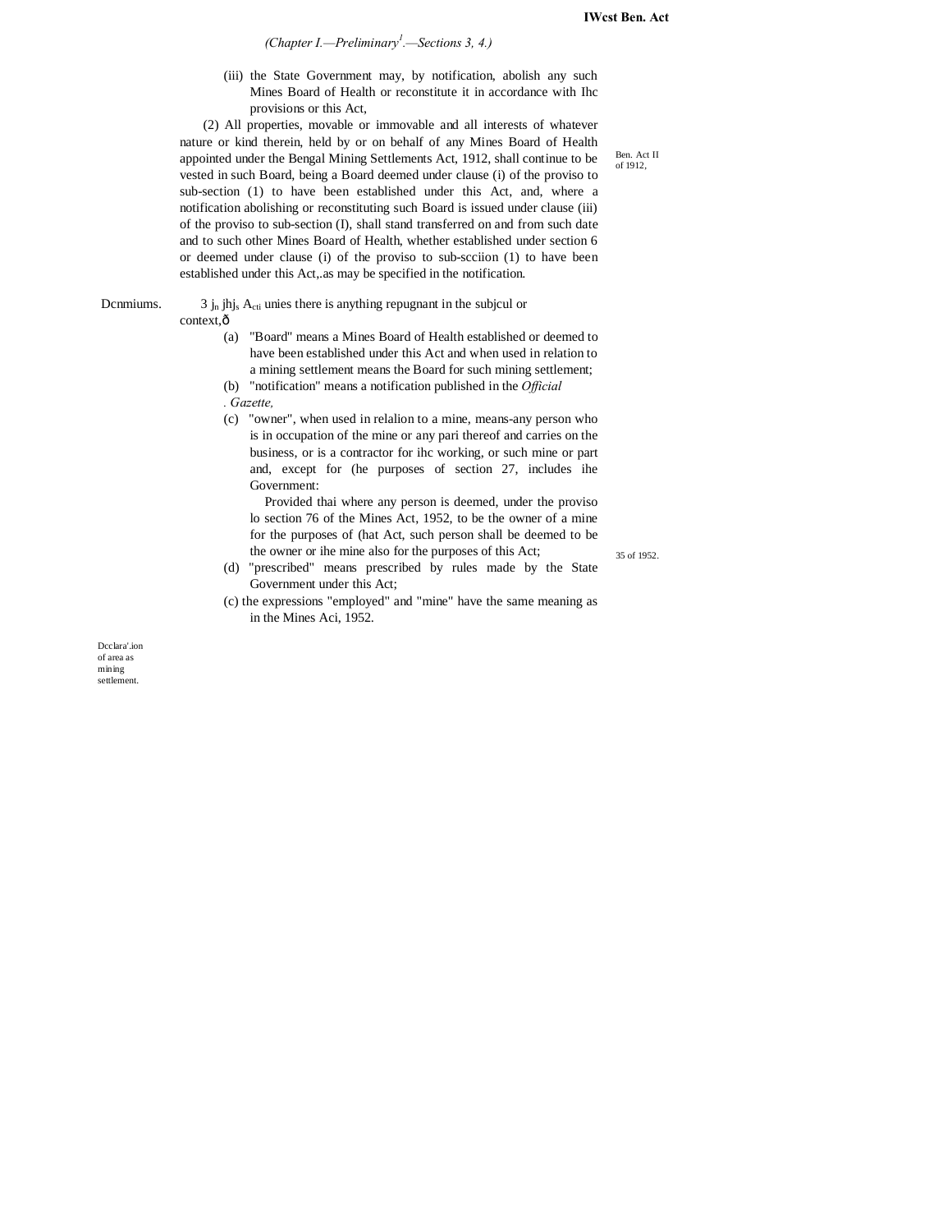(Chapter I.—Preliminary.—Sections 3, 4.)

(iii) the State Government may, by notification, abolish any such Mines Board of Health or reconstitute it in accordance with Ihc provisions or this Act,

(2) All properties, movable or immovable and all interests of whatever nature or kind therein, held by or on behalf of any Mines Board of Health appointed under the Bengal Mining Settlements Act, 1912, shall continue to be vested in such Board, being a Board deemed under clause (i) of the proviso to sub-section (1) to have been established under this Act, and, where a notification abolishing or reconstituting such Board is issued under clause (iii) of the proviso to sub-section (I), shall stand transferred on and from such date and to such other Mines Board of Health, whether established under section 6 or deemed under clause (i) of the proviso to sub-scciion (1) to have been established under this Act,.as may be specified in the notification.

Ben. Act II of 1912,

Dcnmiums.

3 In this Act, unies there is anything repugnant in the subjcul or context,—

(a) "Board" means a Mines Board of Health established or deemed to have been established under this Act and when used in relation to a mining settlement means the Board for such mining settlement;

(b) "notification" means a notification published in the *Official Gazette,*

(c) "owner", when used in relalion to a mine, means-any person who is in occupation of the mine or any pari thereof and carries on the business, or is a contractor for ihc working, or such mine or part and, except for (he purposes of section 27, includes ihe Government:

Provided thai where any person is deemed, under the proviso lo section 76 of the Mines Act, 1952, to be the owner of a mine for the purposes of (hat Act, such person shall be deemed to be the owner or ihe mine also for the purposes of this Act;

35 of 1952.

(d) "prescribed" means prescribed by rules made by the State Government under this Act;

(c) the expressions "employed" and "mine" have the same meaning as in the Mines Aci, 1952.

Dcclara'.ion of area as mining settlement.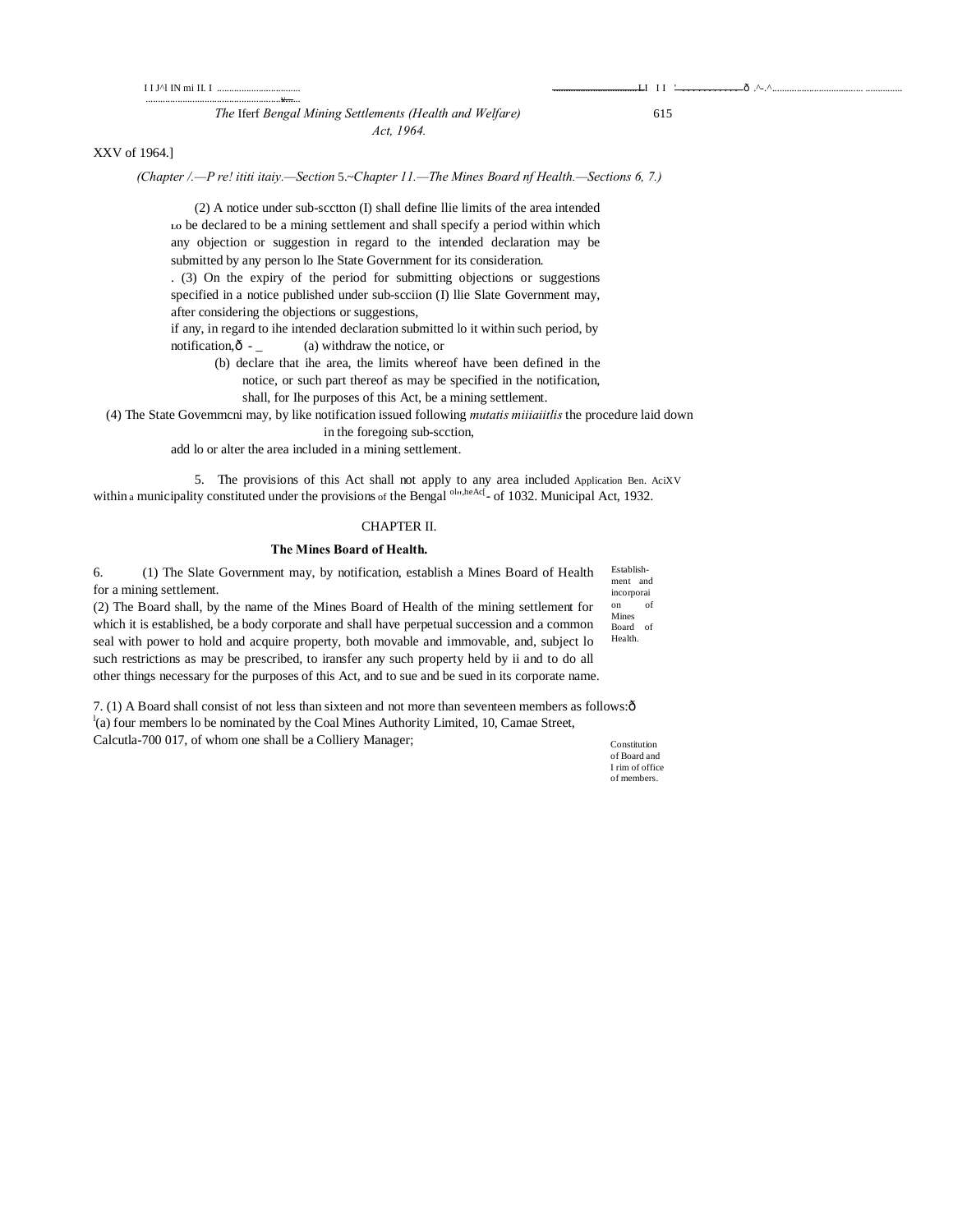XXV of 1964.]

*(Chapter I.—Preliminary.—Section 5.—Chapter II.—The Mines Board of Health.—Sections 6, 7.)*

(2) A notice under sub-section (I) shall define the limits of the area intended to be declared to be a mining settlement and shall specify a period within which any objection or suggestion in regard to the intended declaration may be submitted by any person to the State Government for its consideration.

(3) On the expiry of the period for submitting objections or suggestions specified in a notice published under sub-section (I) the State Government may, after considering the objections or suggestions, if any, in regard to the intended declaration submitted to it within such period, by notification,—

(a) withdraw the notice, or

(b) declare that the area, the limits whereof have been defined in the notice, or such part thereof as may be specified in the notification, shall, for the purposes of this Act, be a mining settlement.

(4) The State Government may, by like notification issued following *mutatis mutandis* the procedure laid down in the foregoing sub-section, add to or alter the area included in a mining settlement.

Application of the Act. Ben. Act XV of 1032.

5. The provisions of this Act shall not apply to any area included within a municipality constituted under the provisions of the Bengal Municipal Act, 1932.

## CHAPTER II.

### The Mines Board of Health.

Establishment and incorporation of Mines Board of Health.

6. (1) The State Government may, by notification, establish a Mines Board of Health for a mining settlement.

(2) The Board shall, by the name of the Mines Board of Health of the mining settlement for which it is established, be a body corporate and shall have perpetual succession and a common seal with power to hold and acquire property, both movable and immovable, and, subject to such restrictions as may be prescribed, to transfer any such property held by it and to do all other things necessary for the purposes of this Act, and to sue and be sued in its corporate name.

Constitution of Board and term of office of members.

7. (1) A Board shall consist of not less than sixteen and not more than seventeen members as follows:—

[1](a) four members to be nominated by the Coal Mines Authority Limited, 10, Camac Street, Calcutta-700 017, of whom one shall be a Colliery Manager;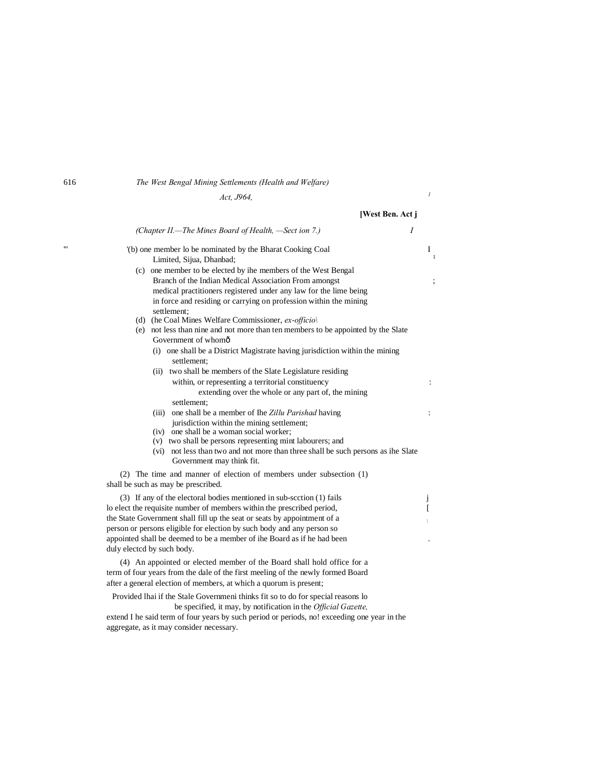*(Chapter II.—The Mines Board of Health, —Section 7.)*

(b) one member lo be nominated by the Bharat Cooking Coal Limited, Sijua, Dhanbad;

(c) one member to be elected by ihe members of the West Bengal Branch of the Indian Medical Association From amongst medical practitioners registered under any law for the lime being in force and residing or carrying on profession within the mining settlement;

(d) (he Coal Mines Welfare Commissioner, *ex-officio*\

(e) not less than nine and not more than ten members to be appointed by the Slate Government of whomð

(i) one shall be a District Magistrate having jurisdiction within the mining settlement;

(ii) two shall be members of the Slate Legislature residing within, or representing a territorial constituency extending over the whole or any part of, the mining settlement;

(iii) one shall be a member of Ihe *Zillu Parishad* having jurisdiction within the mining settlement;

(iv) one shall be a woman social worker;

(v) two shall be persons representing mint labourers; and

(vi) not less than two and not more than three shall be such persons as ihe Slate Government may think fit.

(2) The time and manner of election of members under subsection (1) shall be such as may be prescribed.

(3) If any of the electoral bodies mentioned in sub-scction (1) fails lo elect the requisite number of members within the prescribed period, the State Government shall fill up the seat or seats by appointment of a person or persons eligible for election by such body and any person so appointed shall be deemed to be a member of ihe Board as if he had been duly electcd by such body.

(4) An appointed or elected member of the Board shall hold office for a term of four years from the dale of the first meeling of the newly formed Board after a general election of members, at which a quorum is present;

Provided lhai if the Stale Governmeni thinks fit so to do for special reasons lo be specified, it may, by notification in the *Official Gazette,* extend I he said term of four years by such period or periods, no! exceeding one year in the aggregate, as it may consider necessary.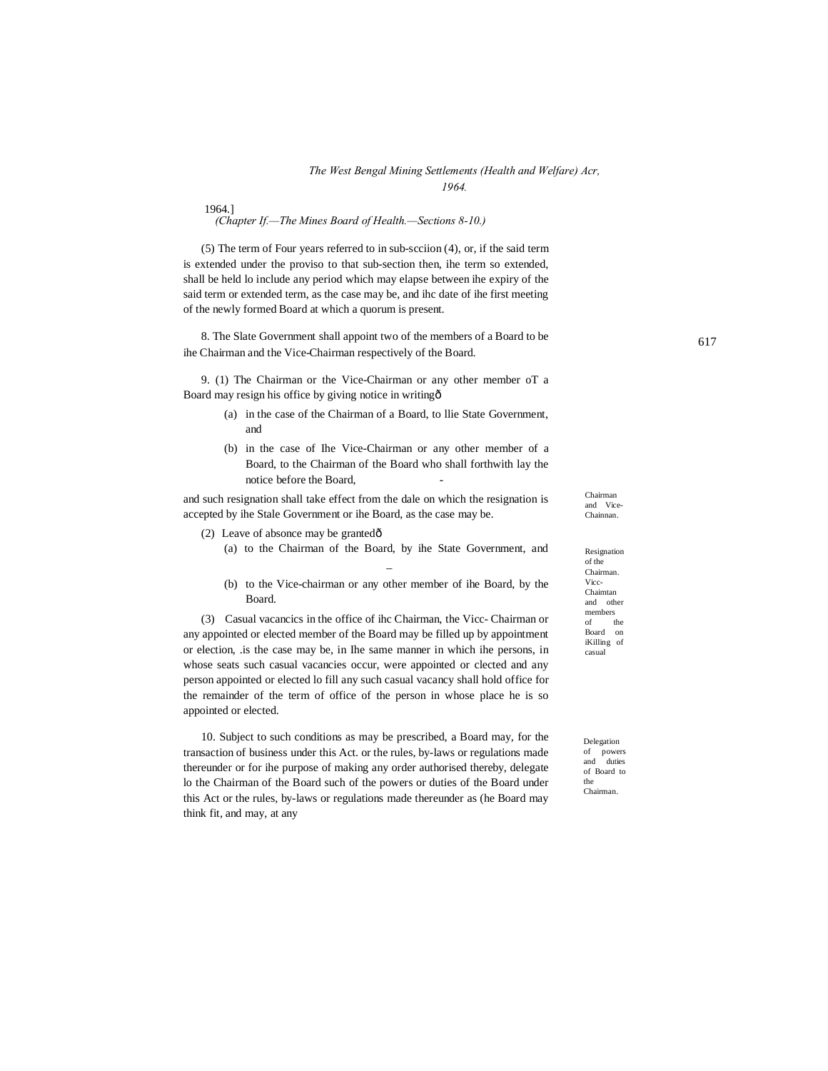(5) The term of Four years referred to in sub-scciion (4), or, if the said term is extended under the proviso to that sub-section then, ihe term so extended, shall be held lo include any period which may elapse between ihe expiry of the said term or extended term, as the case may be, and ihc date of ihe first meeting of the newly formed Board at which a quorum is present.

Chairman and Vice-Chainnan.

8. The Slate Government shall appoint two of the members of a Board to be ihe Chairman and the Vice-Chairman respectively of the Board.

Resignation of the Chairman. Vicc-Chaimtan and other members of the Board on iKilling of casual

9. (1) The Chairman or the Vice-Chairman or any other member oT a Board may resign his office by giving notice in writingô

(a) in the case of the Chairman of a Board, to llie State Government, and

(b) in the case of Ihe Vice-Chairman or any other member of a Board, to the Chairman of the Board who shall forthwith lay the notice before the Board,

and such resignation shall take effect from the dale on which the resignation is accepted by ihe Stale Government or ihe Board, as the case may be.

(2) Leave of absonce may be grantedô

(a) to the Chairman of the Board, by ihe State Government, and

(b) to the Vice-chairman or any other member of ihe Board, by the Board.

(3) Casual vacancics in the office of ihc Chairman, the Vicc- Chairman or any appointed or elected member of the Board may be filled up by appointment or election, .is the case may be, in Ihe same manner in which ihe persons, in whose seats such casual vacancies occur, were appointed or clected and any person appointed or elected lo fill any such casual vacancy shall hold office for the remainder of the term of office of the person in whose place he is so appointed or elected.

Delegation of powers and duties of Board to the Chairman.

10. Subject to such conditions as may be prescribed, a Board may, for the transaction of business under this Act. or the rules, by-laws or regulations made thereunder or for ihe purpose of making any order authorised thereby, delegate lo the Chairman of the Board such of the powers or duties of the Board under this Act or the rules, by-laws or regulations made thereunder as (he Board may think fit, and may, at any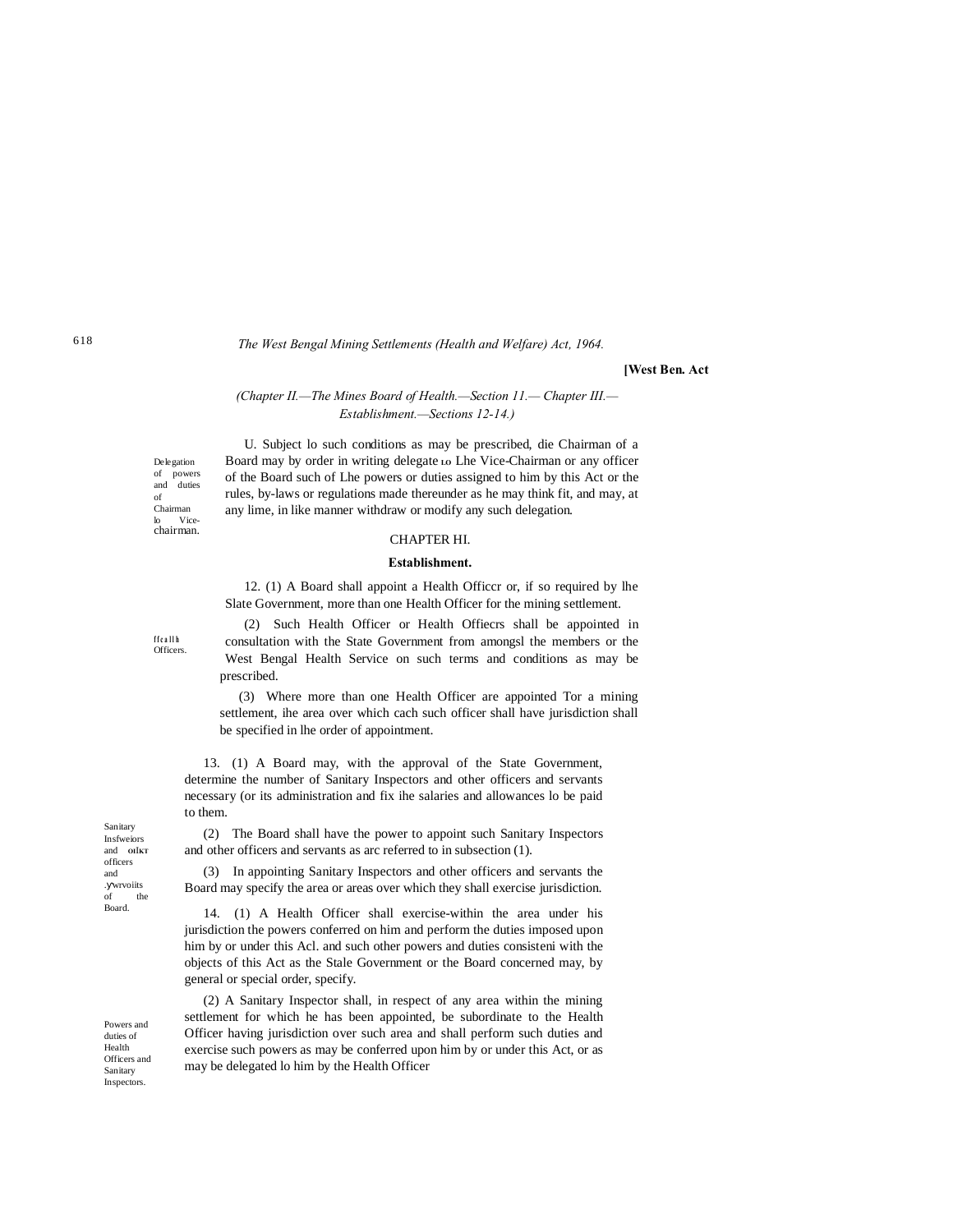**[West Ben. Act**

*(Chapter II.—The Mines Board of Health.—Section 11.— Chapter III.—Establishment.—Sections 12-14.)*

Delegation of powers and duties of Chairman lo Vice-chairman.

U. Subject lo such conditions as may be prescribed, die Chairman of a Board may by order in writing delegate ιo Lhe Vice-Chairman or any officer of the Board such of Lhe powers or duties assigned to him by this Act or the rules, by-laws or regulations made thereunder as he may think fit, and may, at any lime, in like manner withdraw or modify any such delegation.

## CHAPTER HI.

### Establishment.

ffcallh Officers.

12. (1) A Board shall appoint a Health Officcr or, if so required by lhe Slate Government, more than one Health Officer for the mining settlement.

(2) Such Health Officer or Health Offiecrs shall be appointed in consultation with the State Government from amongsl the members or the West Bengal Health Service on such terms and conditions as may be prescribed.

(3) Where more than one Health Officer are appointed Tor a mining settlement, ihe area over which cach such officer shall have jurisdiction shall be specified in lhe order of appointment.

Sanitary Insfweiors and oilкт officers and .уwrvoiits of the Board.

13. (1) A Board may, with the approval of the State Government, determine the number of Sanitary Inspectors and other officers and servants necessary (or its administration and fix ihe salaries and allowances lo be paid to them.

(2) The Board shall have the power to appoint such Sanitary Inspectors and other officers and servants as arc referred to in subsection (1).

(3) In appointing Sanitary Inspectors and other officers and servants the Board may specify the area or areas over which they shall exercise jurisdiction.

Powers and duties of Health Officers and Sanitary Inspectors.

14. (1) A Health Officer shall exercise-within the area under his jurisdiction the powers conferred on him and perform the duties imposed upon him by or under this Acl. and such other powers and duties consisteni with the objects of this Act as the Stale Government or the Board concerned may, by general or special order, specify.

(2) A Sanitary Inspector shall, in respect of any area within the mining settlement for which he has been appointed, be subordinate to the Health Officer having jurisdiction over such area and shall perform such duties and exercise such powers as may be conferred upon him by or under this Act, or as may be delegated lo him by the Health Officer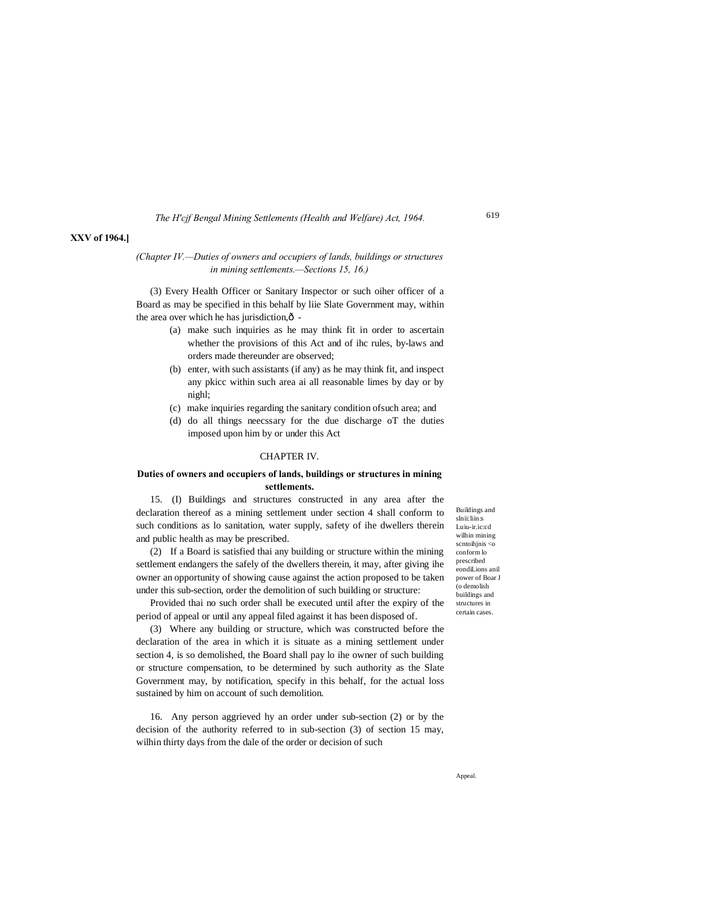(3) Every Health Officer or Sanitary Inspector or such oiher officer of a Board as may be specified in this behalf by liie Slate Government may, within the area over which he has jurisdiction,ð -

(a) make such inquiries as he may think fit in order to ascertain whether the provisions of this Act and of ihc rules, by-laws and orders made thereunder are observed;

(b) enter, with such assistants (if any) as he may think fit, and inspect any pkicc within such area ai all reasonable limes by day or by nighl;

(c) make inquiries regarding the sanitary condition ofsuch area; and

(d) do all things neecssary for the due discharge oT the duties imposed upon him by or under this Act

## CHAPTER IV.

### Duties of owners and occupiers of lands, buildings or structures in mining settlements.

Buildings and slnii:liin:s Luiu-ir.ic:cd wilhin mining scntoihjnis <o conform lo prescribed eondiLions anil power of Boar J (o demolish buildings and structures in certain cases.

15. (I) Buildings and structures constructed in any area after the declaration thereof as a mining settlement under section 4 shall conform to such conditions as lo sanitation, water supply, safety of ihe dwellers therein and public health as may be prescribed.

(2) If a Board is satisfied thai any building or structure within the mining settlement endangers the safely of the dwellers therein, it may, after giving ihe owner an opportunity of showing cause against the action proposed to be taken under this sub-section, order the demolition of such building or structure:

Provided thai no such order shall be executed until after the expiry of the period of appeal or until any appeal filed against it has been disposed of.

(3) Where any building or structure, which was constructed before the declaration of the area in which it is situate as a mining settlement under section 4, is so demolished, the Board shall pay lo ihe owner of such building or structure compensation, to be determined by such authority as the Slate Government may, by notification, specify in this behalf, for the actual loss sustained by him on account of such demolition.

Appeal.

16. Any person aggrieved hy an order under sub-section (2) or by the decision of the authority referred to in sub-section (3) of section 15 may, wilhin thirty days from the dale of the order or decision of such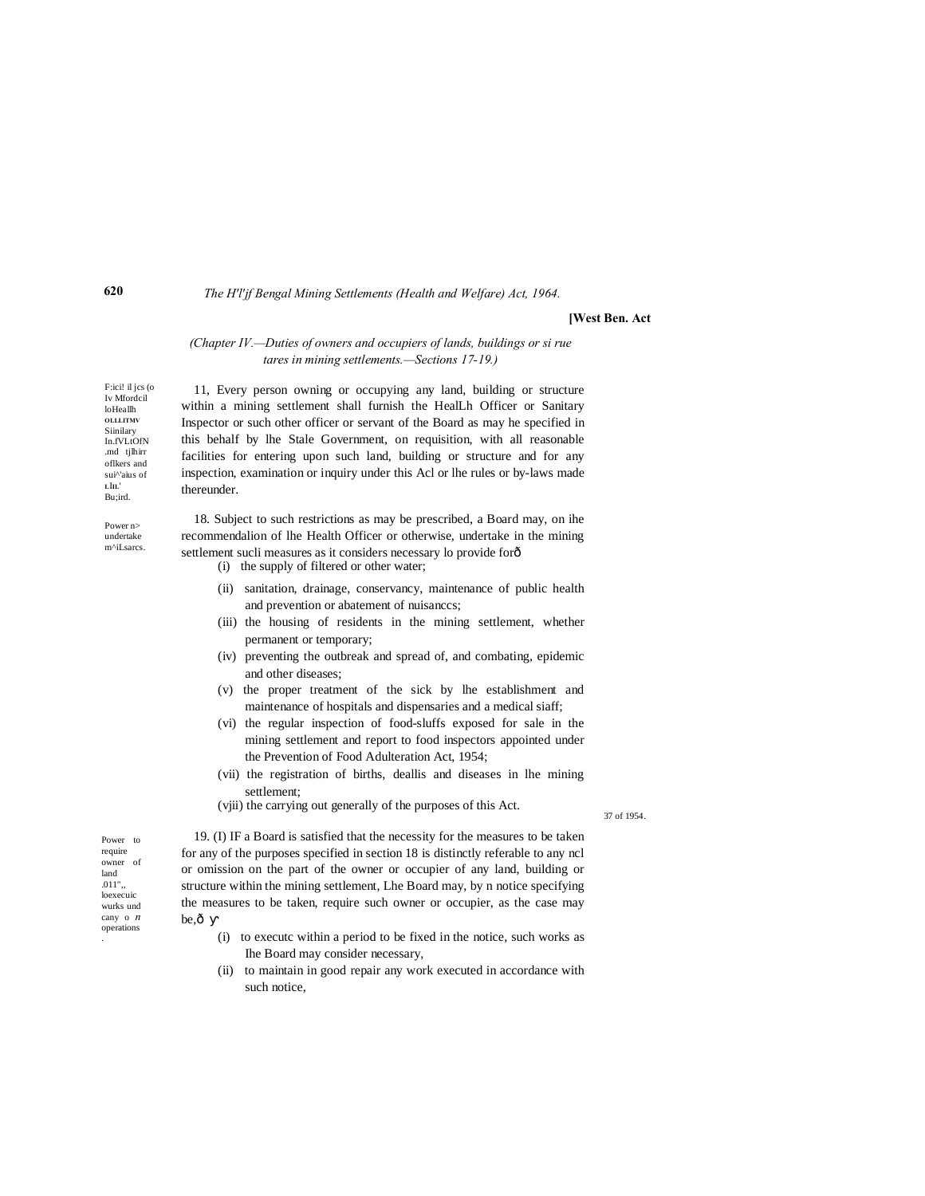*(Chapter IV.—Duties of owners and occupiers of lands, buildings or si rue tares in mining settlements.—Sections 17-19.)*

F:ici! il jcs (o Iv Mfordcil loHeallh OLLLITMV Siinilary In.fVLtOfN .md tjlhirr oflkers and sui^'aius of t.lH.' Bu;ird.

11, Every person owning or occupying any land, building or structure within a mining settlement shall furnish the HealLh Officer or Sanitary Inspector or such other officer or servant of the Board as may he specified in this behalf by lhe Stale Government, on requisition, with all reasonable facilities for entering upon such land, building or structure and for any inspection, examination or inquiry under this Acl or lhe rules or by-laws made thereunder.

Power n> undertake m^iLsarcs.

18. Subject to such restrictions as may be prescribed, a Board may, on ihe recommendalion of lhe Health Officer or otherwise, undertake in the mining settlement sucli measures as it considers necessary lo provide forð

(i) the supply of filtered or other water;

(ii) sanitation, drainage, conservancy, maintenance of public health and prevention or abatement of nuisanccs;

(iii) the housing of residents in the mining settlement, whether permanent or temporary;

(iv) preventing the outbreak and spread of, and combating, epidemic and other diseases;

(v) the proper treatment of the sick by lhe establishment and maintenance of hospitals and dispensaries and a medical siaff;

(vi) the regular inspection of food-sluffs exposed for sale in the mining settlement and report to food inspectors appointed under the Prevention of Food Adulteration Act, 1954;

(vii) the registration of births, deallis and diseases in lhe mining settlement;

(vjii) the carrying out generally of the purposes of this Act.

37 of 1954.

Power to require owner of land .011",, loexecuic wurks und cany o *n* operations.

19. (I) IF a Board is satisfied that the necessity for the measures to be taken for any of the purposes specified in section 18 is distinctly referable to any ncl or omission on the part of the owner or occupier of any land, building or structure within the mining settlement, Lhe Board may, by n notice specifying the measures to be taken, require such owner or occupier, as the case may be,ð

(i) to executc within a period to be fixed in the notice, such works as Ihe Board may consider necessary,

(ii) to maintain in good repair any work executed in accordance with such notice,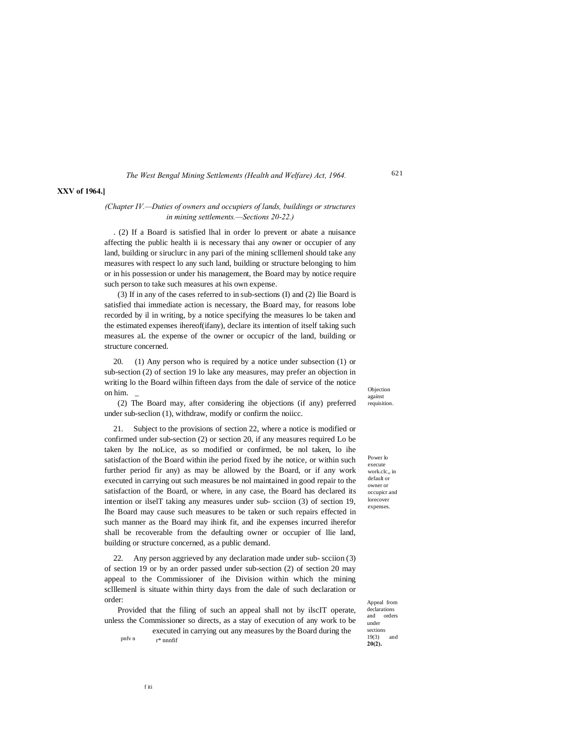(Chapter IV.—Duties of owners and occupiers of lands, buildings or structures in mining settlements.—Sections 20-22.)

. (2) If a Board is satisfied lhal in order lo prevent or abate a nuisance affecting the public health ii is necessary thai any owner or occupier of any land, building or siruclurc in any pari of the mining sclllemenl should take any measures with respect lo any such land, building or structure belonging to him or in his possession or under his management, the Board may by notice require such person to take such measures at his own expense.

(3) If in any of the cases referred to in sub-sections (I) and (2) llie Board is satisfied thai immediate action is necessary, the Board may, for reasons lobe recorded by il in writing, by a notice specifying the measures lo be taken and the estimated expenses ihereof(ifany), declare its intention of itself taking such measures aL the expense of the owner or occupicr of the land, building or structure concerned.

*Objection against requisition.*

20. (1) Any person who is required by a notice under subsection (1) or sub-section (2) of section 19 lo lake any measures, may prefer an objection in writing lo the Board wilhin fifteen days from the dale of service of the notice on him. _

(2) The Board may, after considering ihe objections (if any) preferred under sub-seclion (1), withdraw, modify or confirm the noiicc.

*Power lo execute work.clc,, in default or owner or occupicr and lorecover expenses.*

21. Subject to the provisions of section 22, where a notice is modified or confirmed under sub-section (2) or section 20, if any measures required Lo be taken by Ihe noLice, as so modified or confirmed, be nol taken, lo ihe satisfaction of the Board within ihe period fixed by ihe notice, or within such further period fir any) as may be allowed by the Board, or if any work executed in carrying out such measures be nol maintained in good repair to the satisfaction of the Board, or where, in any case, the Board has declared its intention or ilselT taking any measures under sub- scciion (3) of section 19, Ihe Board may cause such measures to be taken or such repairs effected in such manner as the Board may ihink fit, and ihe expenses incurred iherefor shall be recoverable from the defaulting owner or occupier of llie land, building or structure concerned, as a public demand.

*Appeal from declarations and orders under sections 19(3) and **20(2).***

22. Any person aggrieved by any declaration made under sub- scciion (3) of section 19 or by an order passed under sub-section (2) of section 20 may appeal to the Commissioner of ihe Division within which the mining sclllemenl is situate within thirty days from the dale of such declaration or order:

Provided that the filing of such an appeal shall not by ilscIT operate, unless the Commissioner so directs, as a stay of execution of any work to be executed in carrying out any measures by the Board during the

pnfv n r* nnnfif

f iti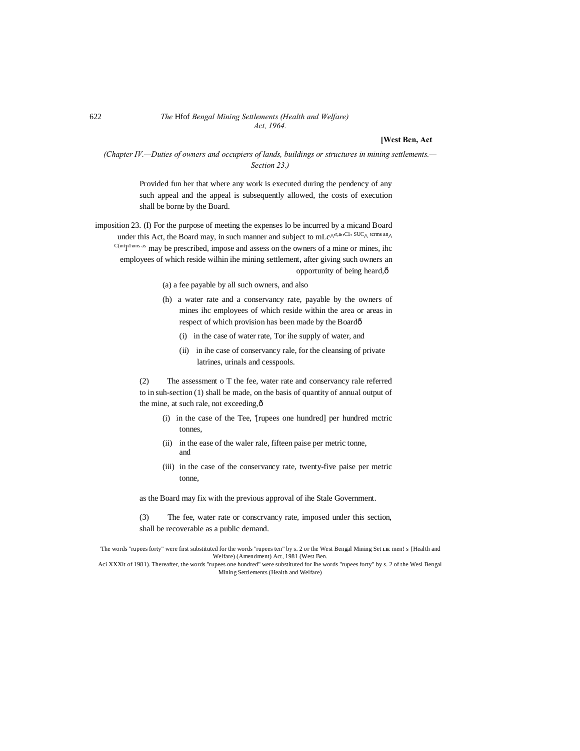*(Chapter IV.—Duties of owners and occupiers of lands, buildings or structures in mining settlements.—Section 23.)*

Provided fun her that where any work is executed during the pendency of any such appeal and the appeal is subsequently allowed, the costs of execution shall be borne by the Board.

imposition 23. (I) For the purpose of meeting the expenses lo be incurred by a micand Board under this Act, the Board may, in such manner and subject to mLc^ır,aııC1ı SUC^ tcrms an^ C(ıntl ııons as may be prescribed, impose and assess on the owners of a mine or mines, ihc employees of which reside wilhin ihe mining settlement, after giving such owners an opportunity of being heard,ô

(a) a fee payable by all such owners, and also

(h) a water rate and a conservancy rate, payable by the owners of mines ihc employees of which reside within the area or areas in respect of which provision has been made by the Boardô

(i) in the case of water rate, Tor ihe supply of water, and

(ii) in ihe case of conservancy rale, for the cleansing of private latrines, urinals and cesspools.

(2) The assessment o T the fee, water rate and conservancy rale referred to in suh-section (1) shall be made, on the basis of quantity of annual output of the mine, at such rale, not exceeding,ô

(i) in the case of the Tee, '[rupees one hundred] per hundred mctric tonnes,

(ii) in the ease of the waler rale, fifteen paise per metric tonne, and

(iii) in the case of the conservancy rate, twenty-five paise per metric tonne,

as the Board may fix with the previous approval of ihe Stale Government.

(3) The fee, water rate or conscrvancy rate, imposed under this section, shall be recoverable as a public demand.

'The words "rupees forty" were first substituted for the words "rupees ten" by s. 2 or the West Bengal Mining Set LIE men! s {Health and Welfare) (Amendment) Act, 1981 (West Ben. Aci XXXlt of 1981). Thereafter, the words "rupees one hundred" were substituted for Ihe words "rupees forty" by s. 2 of the Wesl Bengal Mining Settlements (Health and Welfare)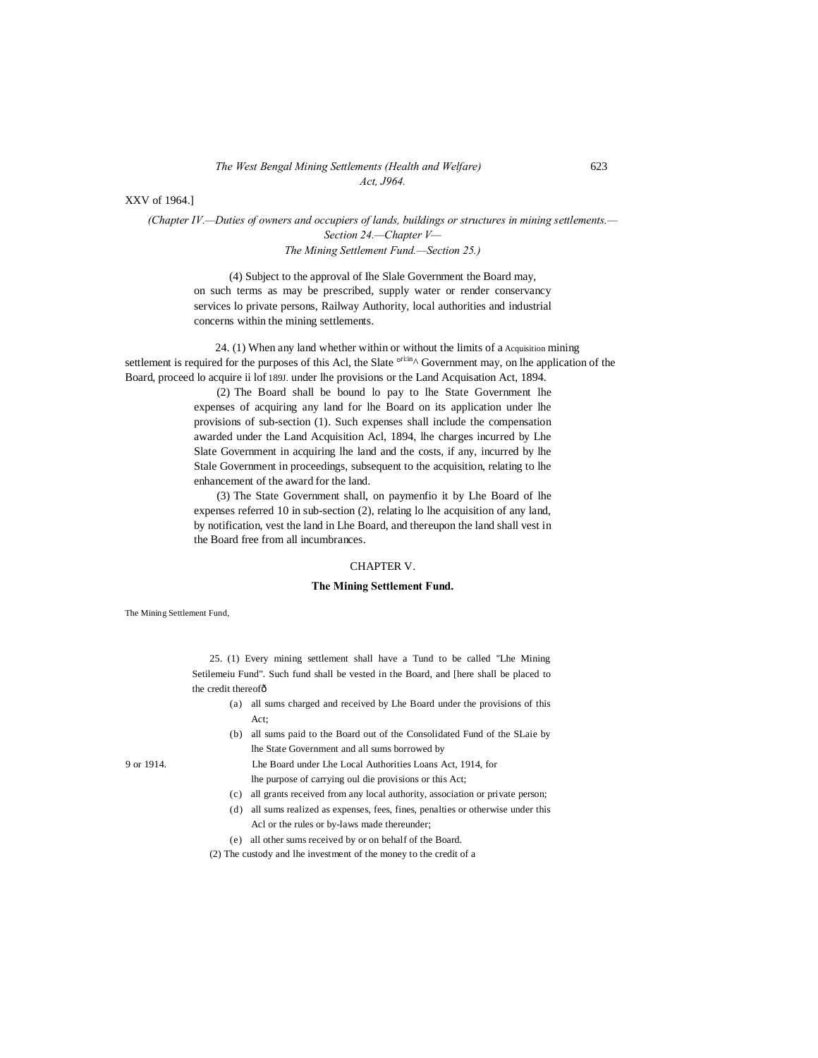XXV of 1964.]

*(Chapter IV.—Duties of owners and occupiers of lands, buildings or structures in mining settlements.—Section 24.—Chapter V—The Mining Settlement Fund.—Section 25.)*

(4) Subject to the approval of Ihe Slale Government the Board may, on such terms as may be prescribed, supply water or render conservancy services lo private persons, Railway Authority, local authorities and industrial concerns within the mining settlements.

Acquisition

24. (1) When any land whether within or without the limits of a mining settlement is required for the purposes of this Acl, the Slate ori:in^ Government may, on lhe application of the Board, proceed lo acquire ii lof 189J. under lhe provisions or the Land Acquisation Act, 1894.

(2) The Board shall be bound lo pay to lhe State Government lhe expenses of acquiring any land for lhe Board on its application under lhe provisions of sub-section (1). Such expenses shall include the compensation awarded under the Land Acquisition Acl, 1894, lhe charges incurred by Lhe Slate Government in acquiring lhe land and the costs, if any, incurred by lhe Stale Government in proceedings, subsequent to the acquisition, relating to lhe enhancement of the award for the land.

(3) The State Government shall, on paymenfio it by Lhe Board of lhe expenses referred 10 in sub-section (2), relating lo lhe acquisition of any land, by notification, vest the land in Lhe Board, and thereupon the land shall vest in the Board free from all incumbrances.

## CHAPTER V.

## The Mining Settlement Fund.

The Mining Settlement Fund,

25. (1) Every mining settlement shall have a Tund to be called "Lhe Mining Setilemeiu Fund". Such fund shall be vested in the Board, and [here shall be placed to the credit thereofð

(a) all sums charged and received by Lhe Board under the provisions of this Act;

(b) all sums paid to the Board out of the Consolidated Fund of the SLaie by lhe State Government and all sums borrowed by Lhe Board under Lhe Local Authorities Loans Act, 1914, for lhe purpose of carrying oul die provisions or this Act;

9 or 1914.

(c) all grants received from any local authority, association or private person;

(d) all sums realized as expenses, fees, fines, penalties or otherwise under this Acl or the rules or by-laws made thereunder;

(e) all other sums received by or on behalf of the Board.

(2) The custody and lhe investment of the money to the credit of a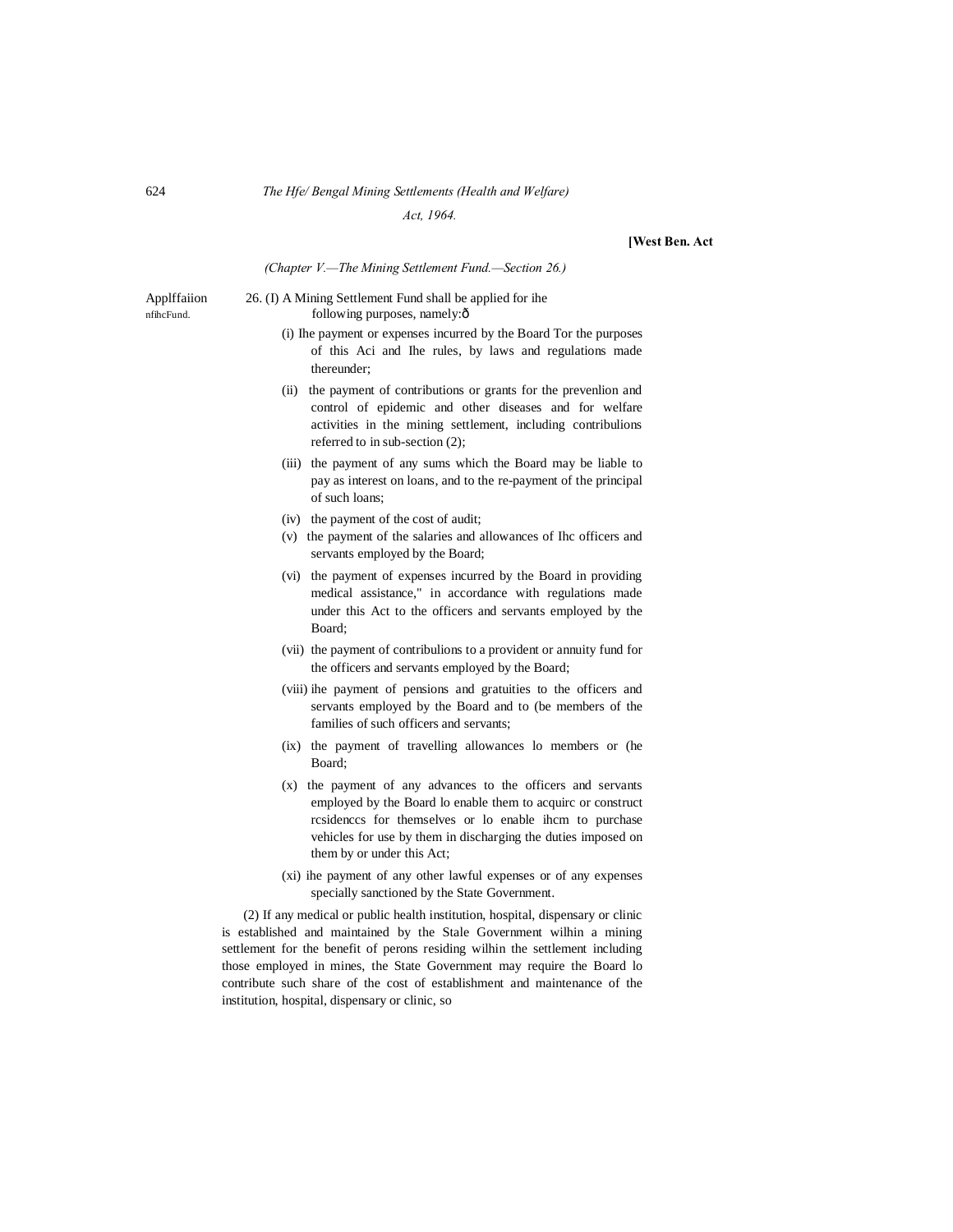(Chapter V.—The Mining Settlement Fund.—Section 26.)

Applffaiion nfihcFund.

26. (I) A Mining Settlement Fund shall be applied for ihe following purposes, namely:ð

(i) Ihe payment or expenses incurred by the Board Tor the purposes of this Aci and Ihe rules, by laws and regulations made thereunder;

(ii) the payment of contributions or grants for the prevenlion and control of epidemic and other diseases and for welfare activities in the mining settlement, including contribulions referred to in sub-section (2);

(iii) the payment of any sums which the Board may be liable to pay as interest on loans, and to the re-payment of the principal of such loans;

(iv) the payment of the cost of audit;

(v) the payment of the salaries and allowances of Ihc officers and servants employed by the Board;

(vi) the payment of expenses incurred by the Board in providing medical assistance," in accordance with regulations made under this Act to the officers and servants employed by the Board;

(vii) the payment of contribulions to a provident or annuity fund for the officers and servants employed by the Board;

(viii) ihe payment of pensions and gratuities to the officers and servants employed by the Board and to (be members of the families of such officers and servants;

(ix) the payment of travelling allowances lo members or (he Board;

(x) the payment of any advances to the officers and servants employed by the Board lo enable them to acquirc or construct rcsidenccs for themselves or lo enable ihcm to purchase vehicles for use by them in discharging the duties imposed on them by or under this Act;

(xi) ihe payment of any other lawful expenses or of any expenses specially sanctioned by the State Government.

(2) If any medical or public health institution, hospital, dispensary or clinic is established and maintained by the Stale Government wilhin a mining settlement for the benefit of perons residing wilhin the settlement including those employed in mines, the State Government may require the Board lo contribute such share of the cost of establishment and maintenance of the institution, hospital, dispensary or clinic, so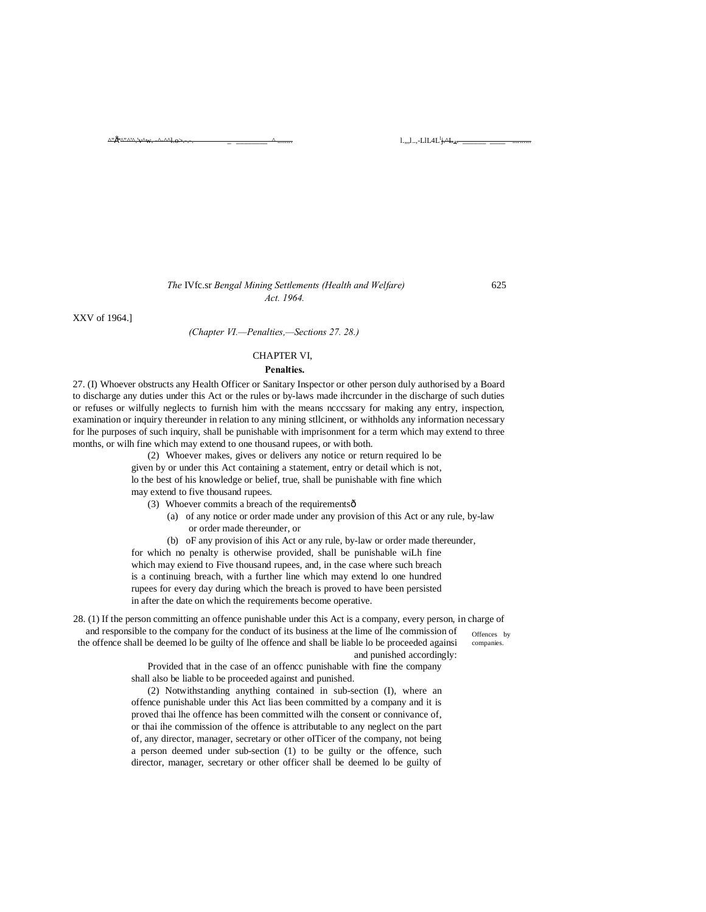XXV of 1964.]

*(Chapter VI.—Penalties,—Sections 27. 28.)*

## CHAPTER VI,

### Penalties.

27. (I) Whoever obstructs any Health Officer or Sanitary Inspector or other person duly authorised by a Board to discharge any duties under this Act or the rules or by-laws made ihcrcunder in the discharge of such duties or refuses or wilfully neglects to furnish him with the means ncccssary for making any entry, inspection, examination or inquiry thereunder in relation to any mining stllcinent, or withholds any information necessary for lhe purposes of such inquiry, shall be punishable with imprisonment for a term which may extend to three months, or wilh fine which may extend to one thousand rupees, or with both.

(2) Whoever makes, gives or delivers any notice or return required lo be given by or under this Act containing a statement, entry or detail which is not, lo the best of his knowledge or belief, true, shall be punishable with fine which may extend to five thousand rupees.

(3) Whoever commits a breach of the requirementsô

(a) of any notice or order made under any provision of this Act or any rule, by-law or order made thereunder, or

(b) oF any provision of ihis Act or any rule, by-law or order made thereunder,

for which no penalty is otherwise provided, shall be punishable wiLh fine which may exiend to Five thousand rupees, and, in the case where such breach is a continuing breach, with a further line which may extend lo one hundred rupees for every day during which the breach is proved to have been persisted in after the date on which the requirements become operative.

Offences by companies.

28. (1) If the person committing an offence punishable under this Act is a company, every person, in charge of and responsible to the company for the conduct of its business at the lime of lhe commission of the offence shall be deemed lo be guilty of lhe offence and shall be liable lo be proceeded againsi and punished accordingly:

Provided that in the case of an offencc punishable with fine the company shall also be liable to be proceeded against and punished.

(2) Notwithstanding anything contained in sub-section (I), where an offence punishable under this Act lias been committed by a company and it is proved thai lhe offence has been committed wilh the consent or connivance of, or thai ihe commission of the offence is attributable to any neglect on the part of, any director, manager, secretary or other oITicer of the company, not being a person deemed under sub-section (1) to be guilty or the offence, such director, manager, secretary or other officer shall be deemed lo be guilty of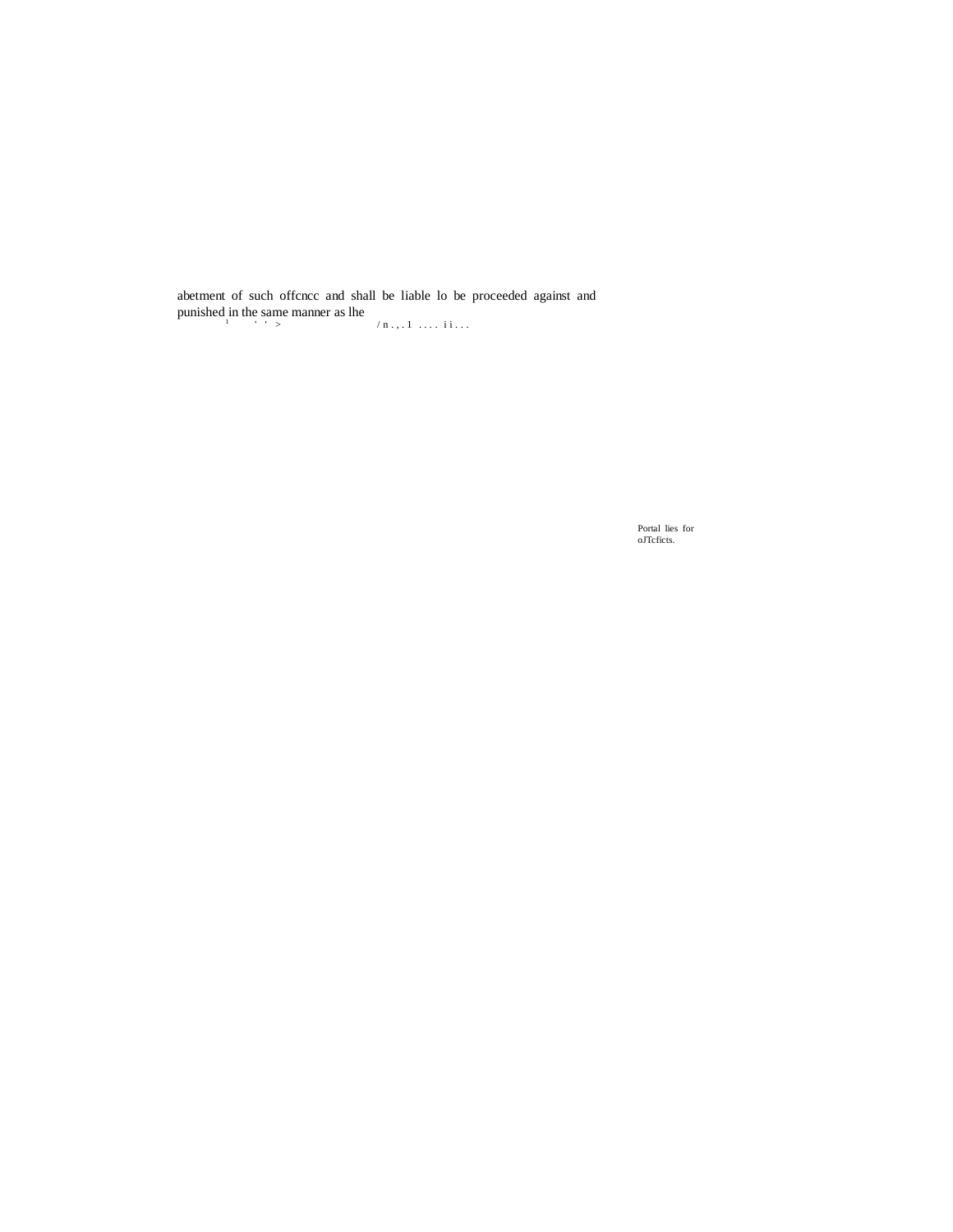abetment of such offcncc and shall be liable lo be proceeded against and punished in the same manner as lhe

Portal lies for oJTcficts.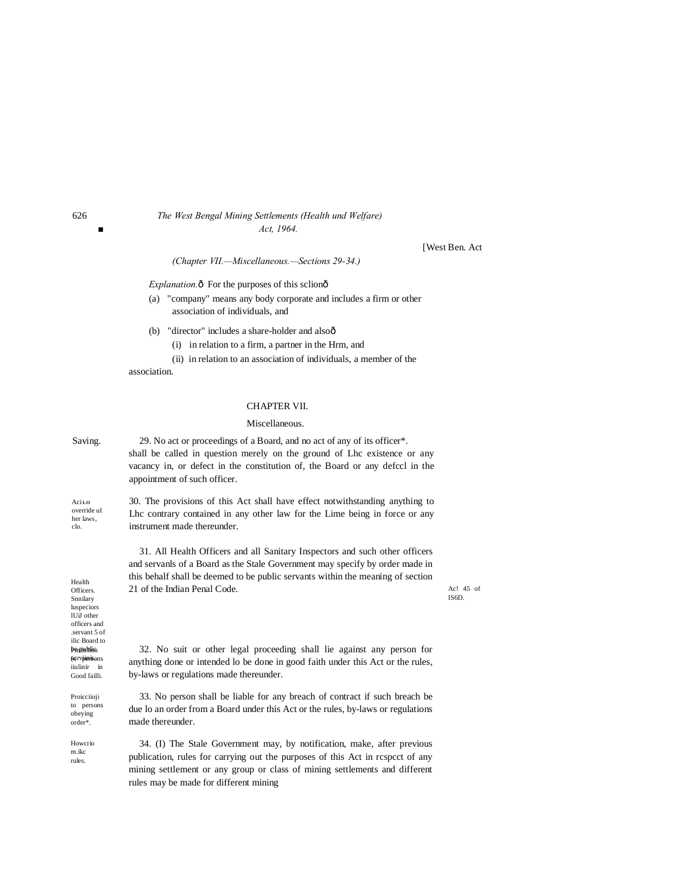*(Chapter VII.—Miscellaneous.—Sections 29-34.)*

*Explanation.*ô For the purposes of this sclionô

(a) "company" means any body corporate and includes a firm or other association of individuals, and

(b) "director" includes a share-holder and alsoô

(i) in relation to a firm, a partner in the Hrm, and

(ii) in relation to an association of individuals, a member of the association.

## CHAPTER VII.

### Miscellaneous.

Saving.

29. No act or proceedings of a Board, and no act of any of its officer*. shall be called in question merely on the ground of Lhc existence or any vacancy in, or defect in the constitution of, the Board or any defccl in the appointment of such officer.

Aci t.o override uI her laws, clo.

30. The provisions of this Act shall have effect notwithstanding anything to Lhc contrary contained in any other law for the Lime being in force or any instrument made thereunder.

Health Officers. Snnilary luspeciors lUiJ other officers and .servant 5 of ilic Board to be public servants.

31. All Health Officers and all Sanitary Inspectors and such other officers and servanls of a Board as the Stale Government may specify by order made in this behalf shall be deemed to be public servants within the meaning of section 21 of the Indian Penal Code.

Ac! 45 of IS6D.

Protection to persons iiulinir in Good failli.

32. No suit or other legal proceeding shall lie against any person for anything done or intended lo be done in good faith under this Act or the rules, by-laws or regulations made thereunder.

Proicciioji to persons obeying order*.

33. No person shall be liable for any breach of contract if such breach be due lo an order from a Board under this Act or the rules, by-laws or regulations made thereunder.

Howcrio m.ikc rules.

34. (I) The Stale Government may, by notification, make, after previous publication, rules for carrying out the purposes of this Act in rcspcct of any mining settlement or any group or class of mining settlements and different rules may be made for different mining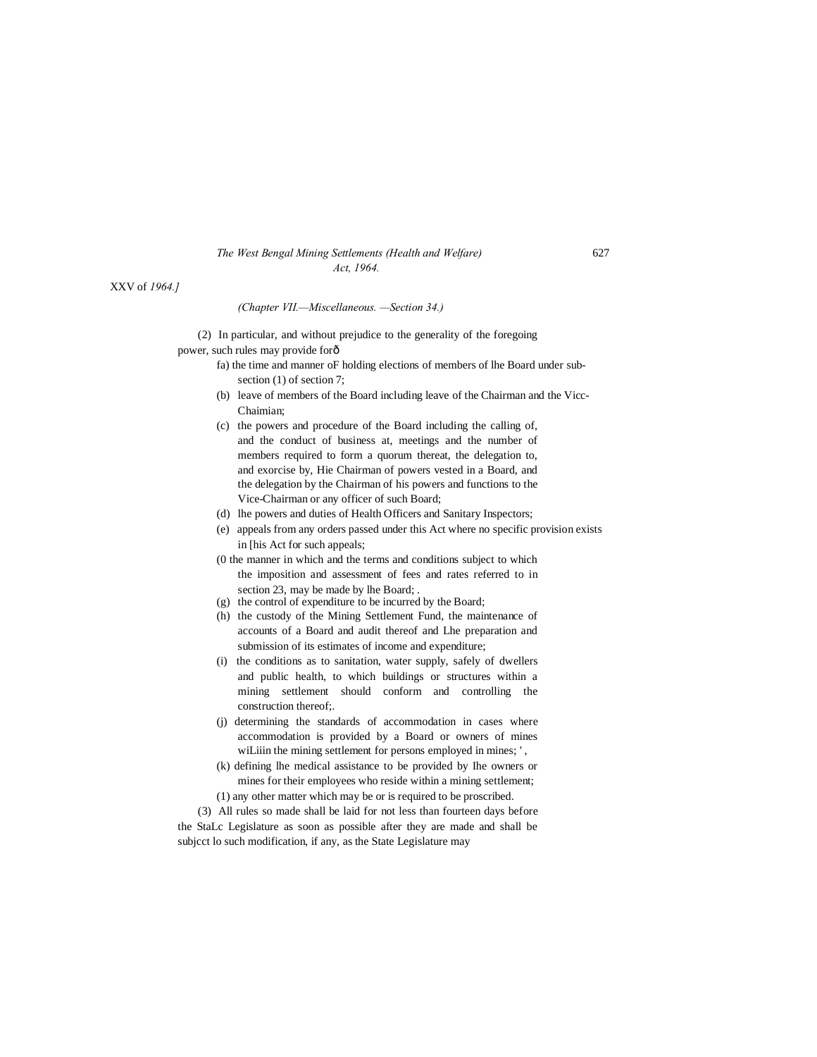(Chapter VII.—Miscellaneous. —Section 34.)

(2) In particular, and without prejudice to the generality of the foregoing power, such rules may provide forô

fa) the time and manner oF holding elections of members of lhe Board under sub-section (1) of section 7;

(b) leave of members of the Board including leave of the Chairman and the Vicc-Chaimian;

(c) the powers and procedure of the Board including the calling of, and the conduct of business at, meetings and the number of members required to form a quorum thereat, the delegation to, and exorcise by, Hie Chairman of powers vested in a Board, and the delegation by the Chairman of his powers and functions to the Vice-Chairman or any officer of such Board;

(d) lhe powers and duties of Health Officers and Sanitary Inspectors;

(e) appeals from any orders passed under this Act where no specific provision exists in [his Act for such appeals;

(0 the manner in which and the terms and conditions subject to which the imposition and assessment of fees and rates referred to in section 23, may be made by lhe Board; .

(g) the control of expenditure to be incurred by the Board;

(h) the custody of the Mining Settlement Fund, the maintenance of accounts of a Board and audit thereof and Lhe preparation and submission of its estimates of income and expenditure;

(i) the conditions as to sanitation, water supply, safely of dwellers and public health, to which buildings or structures within a mining settlement should conform and controlling the construction thereof;.

(j) determining the standards of accommodation in cases where accommodation is provided by a Board or owners of mines wiLiiin the mining settlement for persons employed in mines; ' ,

(k) defining lhe medical assistance to be provided by Ihe owners or mines for their employees who reside within a mining settlement;

(1) any other matter which may be or is required to be proscribed.

(3) All rules so made shall be laid for not less than fourteen days before the StaLc Legislature as soon as possible after they are made and shall be subjcct lo such modification, if any, as the State Legislature may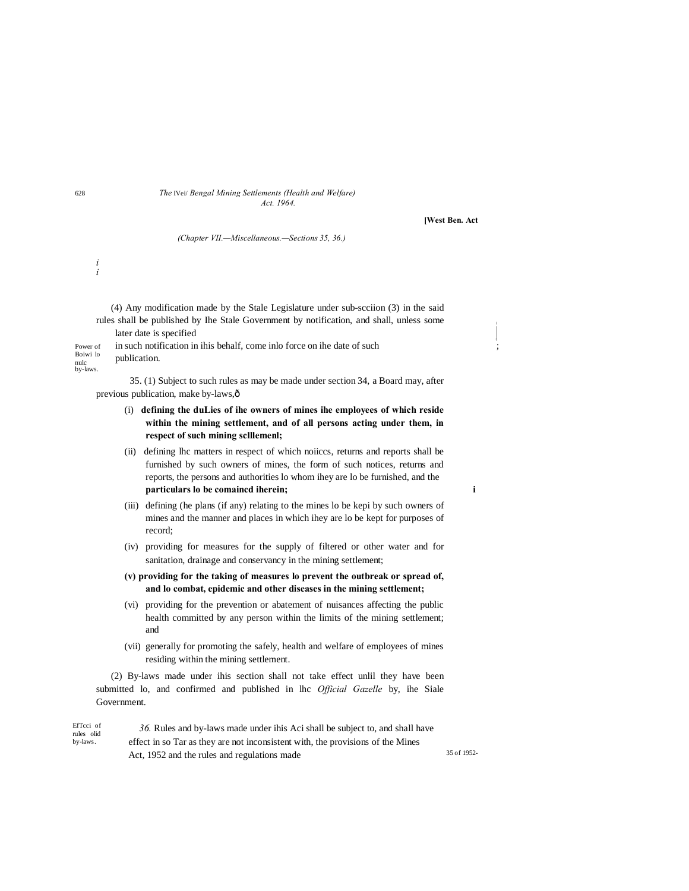*(Chapter VII.—Miscellaneous.—Sections 35, 36.)*

(4) Any modification made by the Stale Legislature under sub-scciion (3) in the said rules shall be published by Ihe Stale Government by notification, and shall, unless some later date is specified in such notification in ihis behalf, come inlo force on ihe date of such publication.

Power of Boiwi lo nulc by-laws.

35. (1) Subject to such rules as may be made under section 34, a Board may, after previous publication, make by-laws,—

(i) **defining the duLies of ihe owners of mines ihe employees of which reside within the mining settlement, and of all persons acting under them, in respect of such mining sclllemenl;**

(ii) defining lhc matters in respect of which noiiccs, returns and reports shall be furnished by such owners of mines, the form of such notices, returns and reports, the persons and authorities lo whom ihey are lo be furnished, and the **particulars lo be comaincd iherein;**

(iii) defining (he plans (if any) relating to the mines lo be kepi by such owners of mines and the manner and places in which ihey are lo be kept for purposes of record;

(iv) providing for measures for the supply of filtered or other water and for sanitation, drainage and conservancy in the mining settlement;

**(v) providing for the taking of measures lo prevent the outbreak or spread of, and lo combat, epidemic and other diseases in the mining settlement;**

(vi) providing for the prevention or abatement of nuisances affecting the public health committed by any person within the limits of the mining settlement; and

(vii) generally for promoting the safely, health and welfare of employees of mines residing within the mining settlement.

(2) By-laws made under ihis section shall not take effect unlil they have been submitted lo, and confirmed and published in lhc *Official Gazelle* by, ihe Siale Government.

EfTcci of rules olid by-laws.

*36.* Rules and by-laws made under ihis Aci shall be subject to, and shall have effect in so Tar as they are not inconsistent with, the provisions of the Mines Act, 1952 and the rules and regulations made

35 of 1952-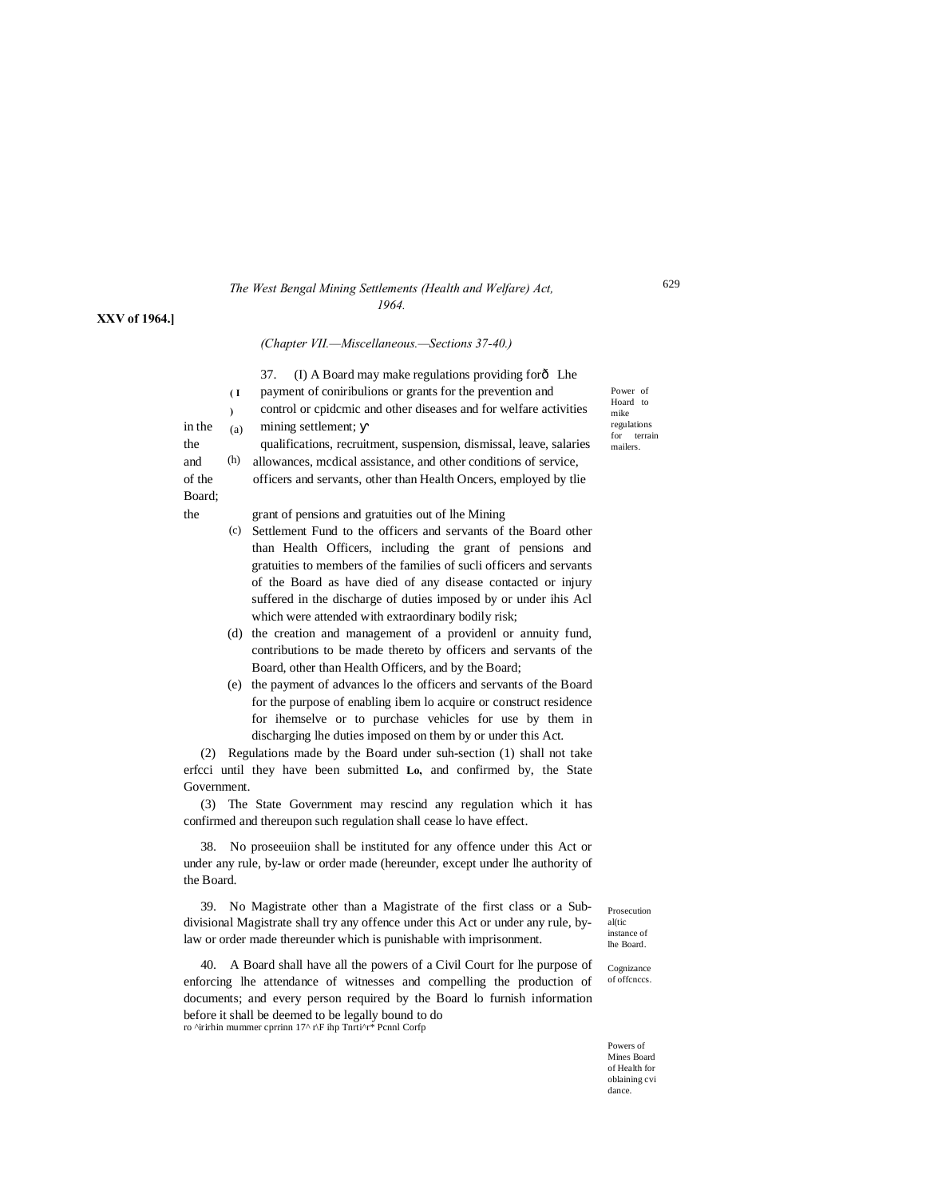**XXV of 1964.]**

*(Chapter VII.—Miscellaneous.—Sections 37-40.)*

Power of Hoard to mike regulations for terrain mailers.

37. (I) A Board may make regulations providing forð Lhe

(a) payment of coniribulions or grants for the prevention and control or cpidcmic and other diseases and for welfare activities in the mining settlement; ϒ

(h) the qualifications, recruitment, suspension, dismissal, leave, salaries and allowances, mcdical assistance, and other conditions of service, of the officers and servants, other than Health Oncers, employed by tlie Board;

(c) the grant of pensions and gratuities out of lhe Mining Settlement Fund to the officers and servants of the Board other than Health Officers, including the grant of pensions and gratuities to members of the families of sucli officers and servants of the Board as have died of any disease contacted or injury suffered in the discharge of duties imposed by or under ihis Acl which were attended with extraordinary bodily risk;

(d) the creation and management of a providenl or annuity fund, contributions to be made thereto by officers and servants of the Board, other than Health Officers, and by the Board;

(e) the payment of advances lo the officers and servants of the Board for the purpose of enabling ibem lo acquire or construct residence for ihemselve or to purchase vehicles for use by them in discharging lhe duties imposed on them by or under this Act.

(2) Regulations made by the Board under suh-section (1) shall not take erfcci until they have been submitted **Lo,** and confirmed by, the State Government.

(3) The State Government may rescind any regulation which it has confirmed and thereupon such regulation shall cease lo have effect.

Prosecution al(tic instance of lhe Board.

38. No proseeuiion shall be instituted for any offence under this Act or under any rule, by-law or order made (hereunder, except under lhe authority of the Board.

Cognizance of offcnccs.

39. No Magistrate other than a Magistrate of the first class or a Sub-divisional Magistrate shall try any offence under this Act or under any rule, by-law or order made thereunder which is punishable with imprisonment.

Powers of Mines Board of Health for oblaining cvidance.

40. A Board shall have all the powers of a Civil Court for lhe purpose of enforcing lhe attendance of witnesses and compelling the production of documents; and every person required by the Board lo furnish information before it shall be deemed to be legally bound to do ro ^irirhin mummer cprrinn 17^ r\F ihp Tnrti^r* Pcnnl Corfp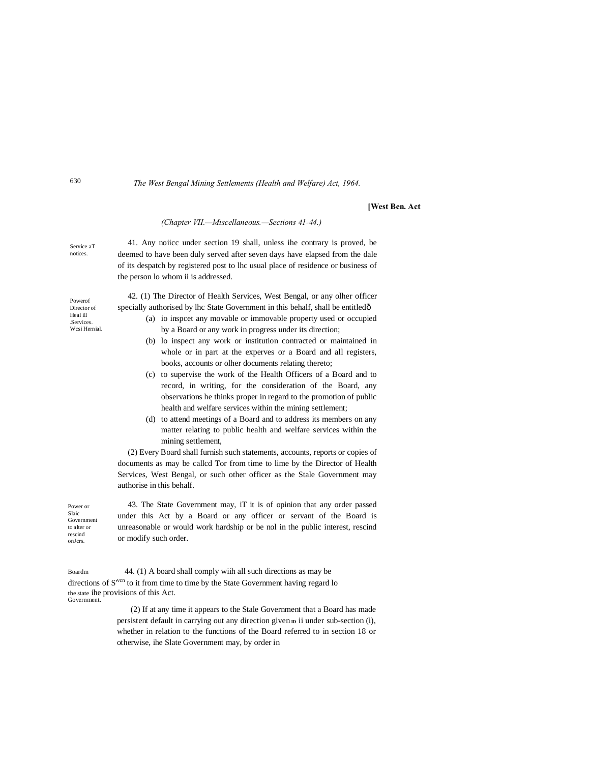*(Chapter VII.—Miscellaneous.—Sections 41-44.)*

Service aT notices.

41. Any noiicc under section 19 shall, unless ihe contrary is proved, be deemed to have been duly served after seven days have elapsed from the dale of its despatch by registered post to lhc usual place of residence or business of the person lo whom ii is addressed.

Powerof Director of Heal ill .Services. Wcsi Hernial.

42. (1) The Director of Health Services, West Bengal, or any olher officer specially authorised by lhc State Government in this behalf, shall be entitledô

(a) io inspcet any movable or immovable property used or occupied by a Board or any work in progress under its direction;

(b) lo inspect any work or institution contracted or maintained in whole or in part at the experves or a Board and all registers, books, accounts or olher documents relating thereto;

(c) to supervise the work of the Health Officers of a Board and to record, in writing, for the consideration of the Board, any observations he thinks proper in regard to the promotion of public health and welfare services within the mining settlement;

(d) to attend meetings of a Board and to address its members on any matter relating to public health and welfare services within the mining settlement,

(2) Every Board shall furnish such statements, accounts, reports or copies of documents as may be callcd Tor from time to lime by the Director of Health Services, West Bengal, or such other officer as the Stale Government may authorise in this behalf.

Power or Slaic Government to alter or rescind onJcrs.

43. The State Government may, iT it is of opinion that any order passed under this Act by a Board or any officer or servant of the Board is unreasonable or would work hardship or be nol in the public interest, rescind or modify such order.

Boardm directions of the state Government.

44. (1) A board shall comply wiih all such directions as may be Svcn to it from time to time by the State Government having regard lo ihe provisions of this Act.

(2) If at any time it appears to the Stale Government that a Board has made persistent default in carrying out any direction given to ii under sub-section (i), whether in relation to the functions of the Board referred to in section 18 or otherwise, ihe Slate Government may, by order in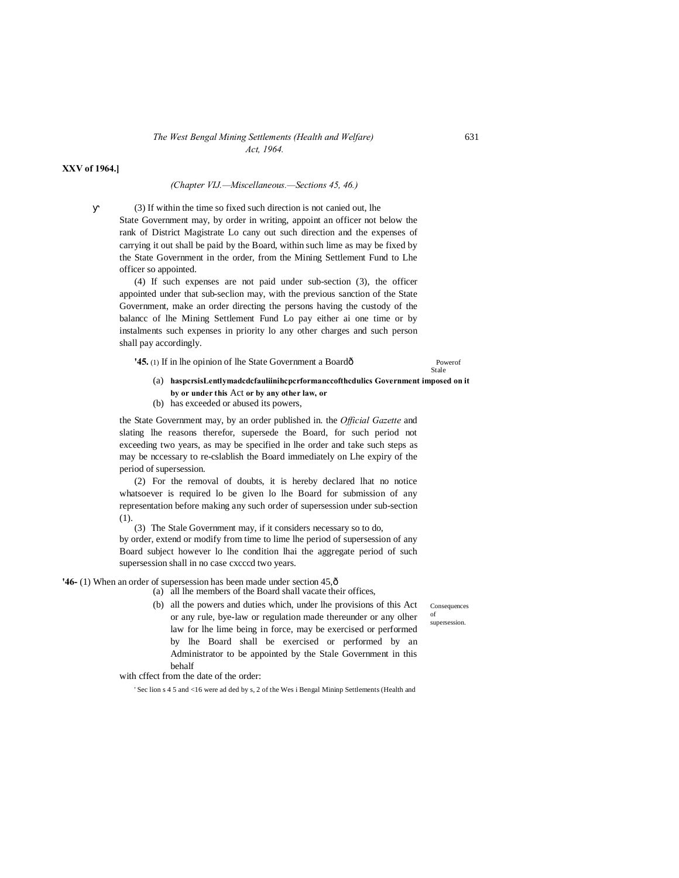**XXV of 1964.]**

*(Chapter VIJ.—Miscellaneous.—Sections 45, 46.)*

(3) If within the time so fixed such direction is not canied out, lhe State Government may, by order in writing, appoint an officer not below the rank of District Magistrate Lo cany out such direction and the expenses of carrying it out shall be paid by the Board, within such lime as may be fixed by the State Government in the order, from the Mining Settlement Fund to Lhe officer so appointed.

(4) If such expenses are not paid under sub-section (3), the officer appointed under that sub-seclion may, with the previous sanction of the State Government, make an order directing the persons having the custody of the balancc of lhe Mining Settlement Fund Lo pay either ai one time or by instalments such expenses in priority lo any other charges and such person shall pay accordingly.

Powerof Stale Government

**'45.** (1) If in lhe opinion of lhe State Government a Boardð

(a) **haspcrsisLentlymadcdcfauliinihcpcrformanccofthcdulics imposed on it by or under this** Act **or by any other law, or**

(b) has exceeded or abused its powers,

the State Government may, by an order published in. the *Official Gazette* and slating lhe reasons therefor, supersede the Board, for such period not exceeding two years, as may be specified in lhe order and take such steps as may be nccessary to re-cslablish the Board immediately on Lhe expiry of the period of supersession.

(2) For the removal of doubts, it is hereby declared lhat no notice whatsoever is required lo be given lo lhe Board for submission of any representation before making any such order of supersession under sub-section (1).

(3) The Stale Government may, if it considers necessary so to do, by order, extend or modify from time to lime lhe period of supersession of any Board subject however lo lhe condition lhai the aggregate period of such supersession shall in no case cxcccd two years.

Consequences of supersession.

**'46-** (1) When an order of supersession has been made under section 45,ð

(a) all lhe members of the Board shall vacate their offices,

(b) all the powers and duties which, under lhe provisions of this Act or any rule, bye-law or regulation made thereunder or any olher law for lhe lime being in force, may be exercised or performed by lhe Board shall be exercised or performed by an Administrator to be appointed by the Stale Government in this behalf

with cffect from the date of the order:

' Sec lion s 4 5 and <16 were ad ded by s, 2 of the Wes i Bengal Mininp Settlements (Health and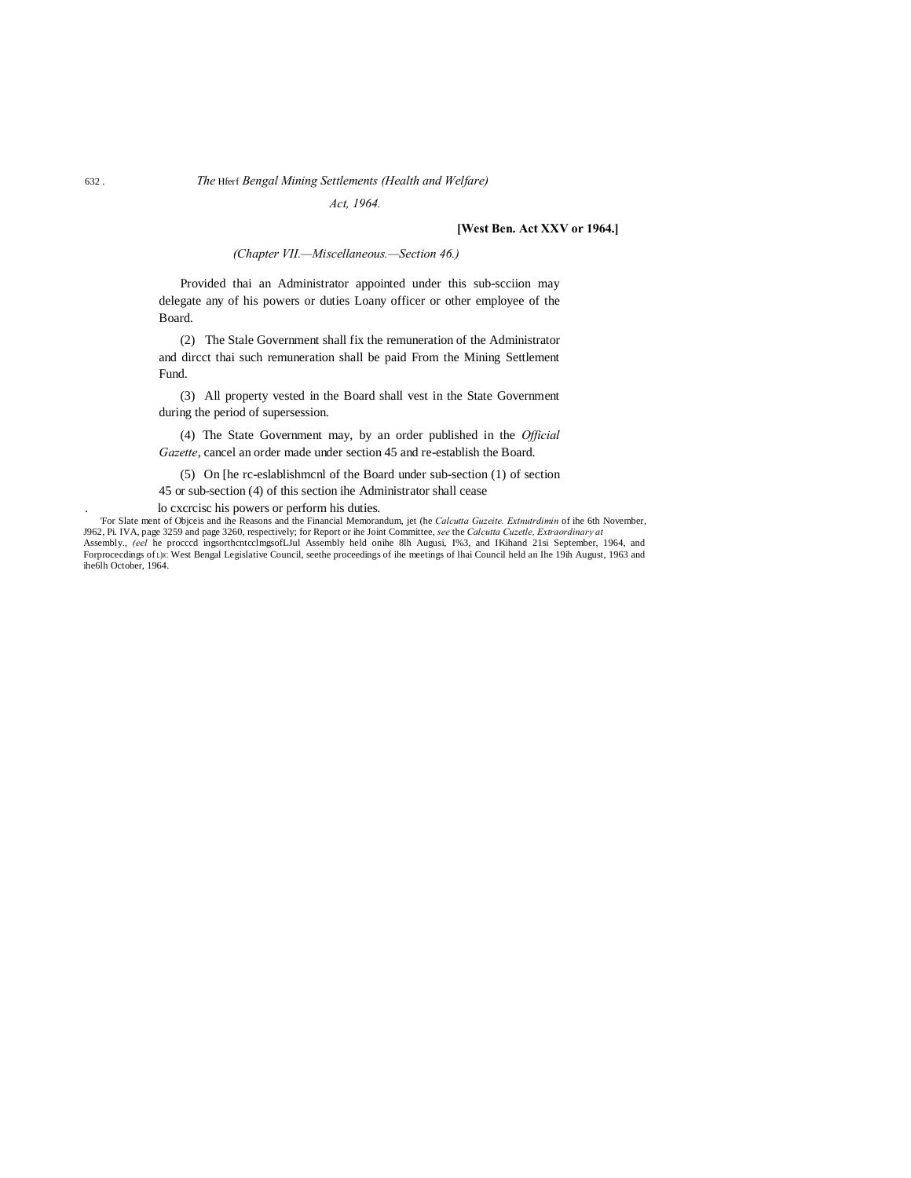*(Chapter VII.—Miscellaneous.—Section 46.)*

Provided thai an Administrator appointed under this sub-scciion may delegate any of his powers or duties Loany officer or other employee of the Board.

(2) The Stale Government shall fix the remuneration of the Administrator and dircct thai such remuneration shall be paid From the Mining Settlement Fund.

(3) All property vested in the Board shall vest in the State Government during the period of supersession.

(4) The State Government may, by an order published in the *Official Gazette*, cancel an order made under section 45 and re-establish the Board.

(5) On [he rc-eslablishmcnl of the Board under sub-section (1) of section 45 or sub-section (4) of this section ihe Administrator shall cease lo cxcrcisc his powers or perform his duties.

'For Slate ment of Objceis and ihe Reasons and the Financial Memorandum, jet (he *Calcutta Guzeite. Extnutrdimin* of ihe 6th November, J962, Pi. IVA, page 3259 and page 3260, respectively; for Report or ihe Joint Committee, *see* the *Calcutta Cuzetle, Extraordinary at* Assembly., *(eel* he procccd ingsorthcntcclmgsofLJul Assembly held onihe 8lh Augusi, I%3, and IKihand 21si September, 1964, and Forprocecdings of L)E West Bengal Legislative Council, seethe proceedings of ihe meetings of lhai Council held an Ihe 19ih August, 1963 and ihe6lh October, 1964.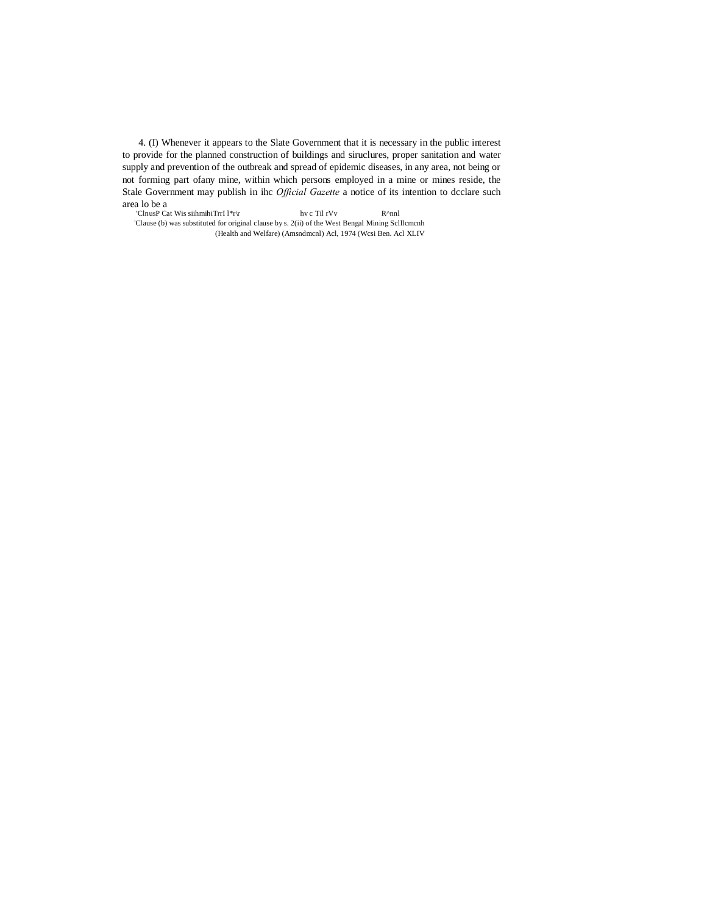4. (I) Whenever it appears to the Slate Government that it is necessary in the public interest to provide for the planned construction of buildings and siruclures, proper sanitation and water supply and prevention of the outbreak and spread of epidemic diseases, in any area, not being or not forming part ofany mine, within which persons employed in a mine or mines reside, the Stale Government may publish in ihc *Official Gazette* a notice of its intention to dcclare such area lo be a

'ClnusP Cat Wis siihmihiTrrI l*r\r hv c Til rVv R^nnl

'Clause (b) was substituted for original clause by s. 2(ii) of the West Bengal Mining Sclllcmcnh (Health and Welfare) (Amsndmcnl) Acl, 1974 (Wcsi Ben. Acl XLIV